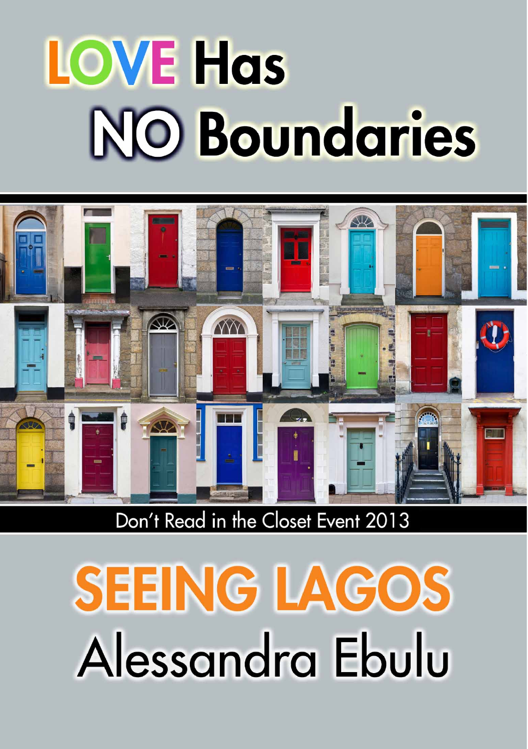# LOVE Has NO Boundaries

Don't Read in the Closet Event 2013

# SEEING LAGOS

## Alessandra Ebulu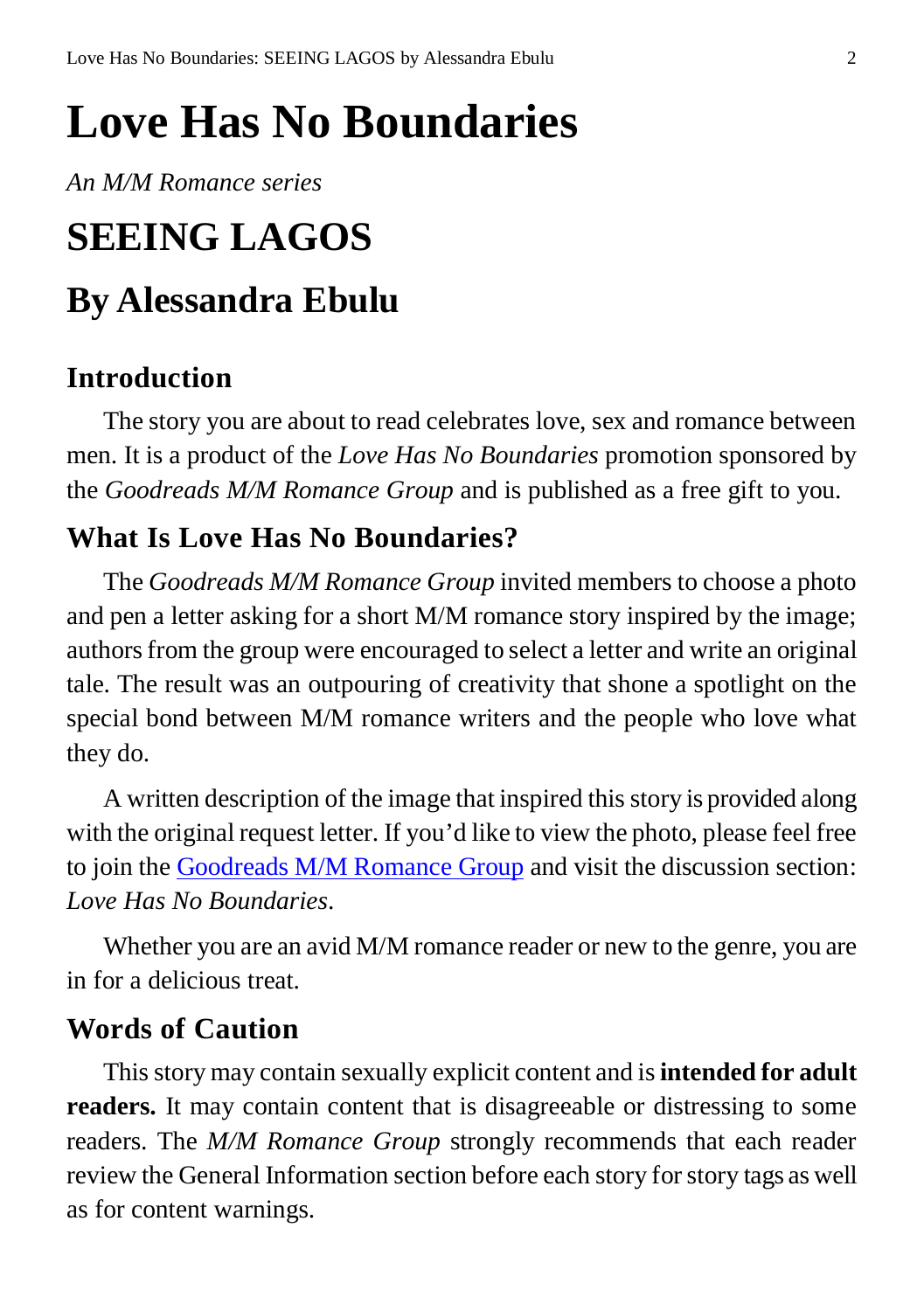# Love Has No Boundaries

*An M/M Romance series*

# SEEING LAGOS

# By Alessandra Ebulu

### Introduction

The story you are about to read celebrates love, sex and romance between men. It is a product of the *Love Has No Boundaries* promotion sponsored by the *Goodreads M/M Romance Group* and is published as a free gift to you.

### What Is Love Has No Boundaries?

The *Goodreads M/M Romance Group* invited members to choose a photo and pen a letter asking for a short M/M romance story inspired by the image; authors from the group were encouraged to select a letter and write an original tale. The result was an outpouring of creativity that shone a spotlight on the special bond between M/M romance writers and the people who love what they do.

A written description of the image that inspired this story is provided along with the original request letter. If you'd like to view the photo, please feel free to join the Goodreads M/M Romance Group and visit the discussion section: *Love Has No Boundaries*.

Whether you are an avid M/M romance reader or new to the genre, you are in for a delicious treat.

### Words of Caution

This story may contain sexually explicit content and is **intended for adult readers.** It may contain content that is disagreeable or distressing to some readers. The *M/M Romance Group* strongly recommends that each reader review the General Information section before each story for story tags as well as for content warnings.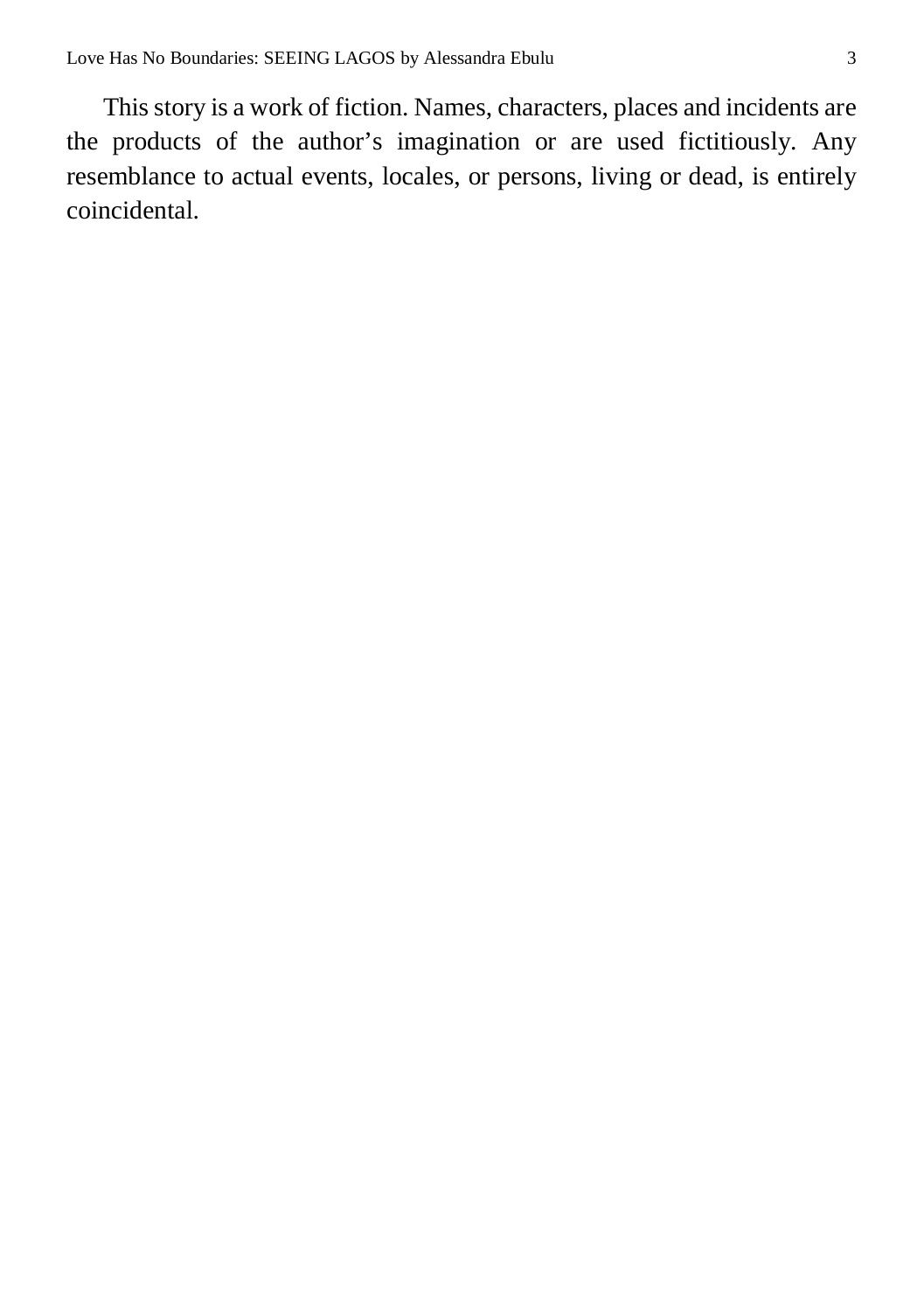This story is a work of fiction. Names, characters, places and incidents are the products of the author's imagination or are used fictitiously. Any resemblance to actual events, locales, or persons, living or dead, is entirely coincidental.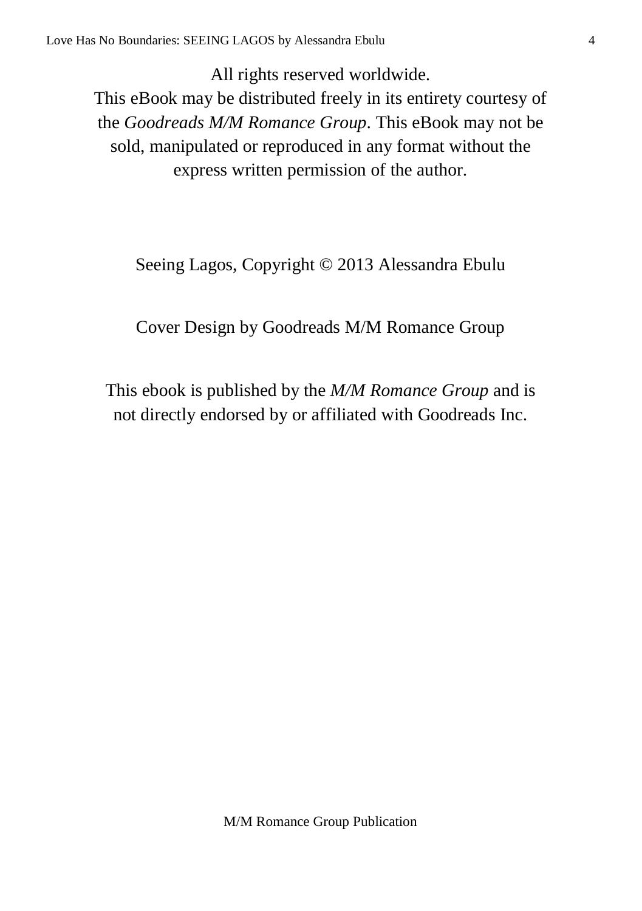All rights reserved worldwide.
This eBook may be distributed freely in its entirety courtesy of the *Goodreads M/M Romance Group*. This eBook may not be sold, manipulated or reproduced in any format without the express written permission of the author.

Seeing Lagos, Copyright © 2013 Alessandra Ebulu

Cover Design by Goodreads M/M Romance Group

This ebook is published by the *M/M Romance Group* and is not directly endorsed by or affiliated with Goodreads Inc.

M/M Romance Group Publication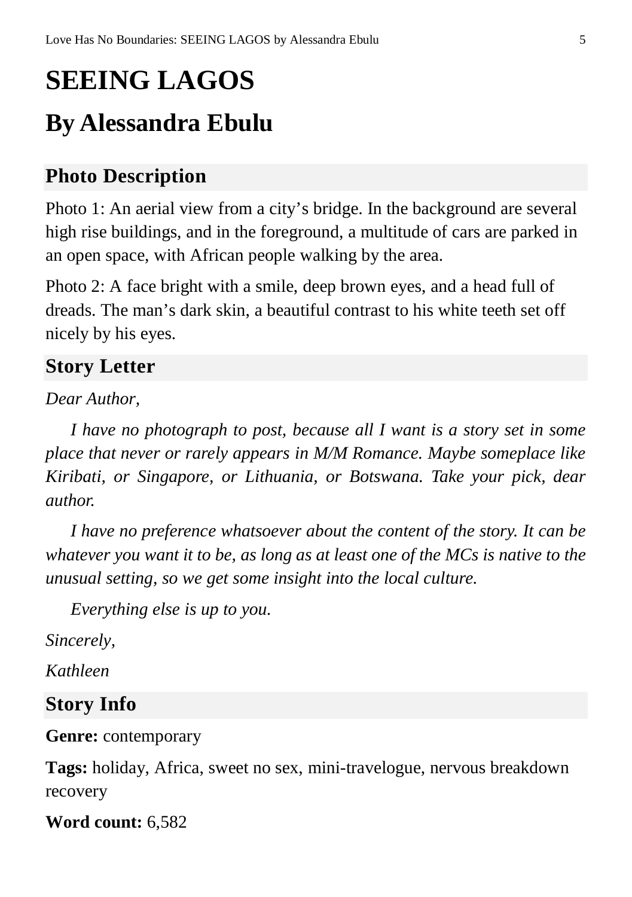# SEEING LAGOS

## By Alessandra Ebulu

### Photo Description

Photo 1: An aerial view from a city's bridge. In the background are several high rise buildings, and in the foreground, a multitude of cars are parked in an open space, with African people walking by the area.

Photo 2: A face bright with a smile, deep brown eyes, and a head full of dreads. The man's dark skin, a beautiful contrast to his white teeth set off nicely by his eyes.

### Story Letter

*Dear Author,*

*I have no photograph to post, because all I want is a story set in some place that never or rarely appears in M/M Romance. Maybe someplace like Kiribati, or Singapore, or Lithuania, or Botswana. Take your pick, dear author.*

*I have no preference whatsoever about the content of the story. It can be whatever you want it to be, as long as at least one of the MCs is native to the unusual setting, so we get some insight into the local culture.*

*Everything else is up to you.*

*Sincerely,*

*Kathleen*

### Story Info

**Genre:** contemporary

**Tags:** holiday, Africa, sweet no sex, mini-travelogue, nervous breakdown recovery

**Word count:** 6,582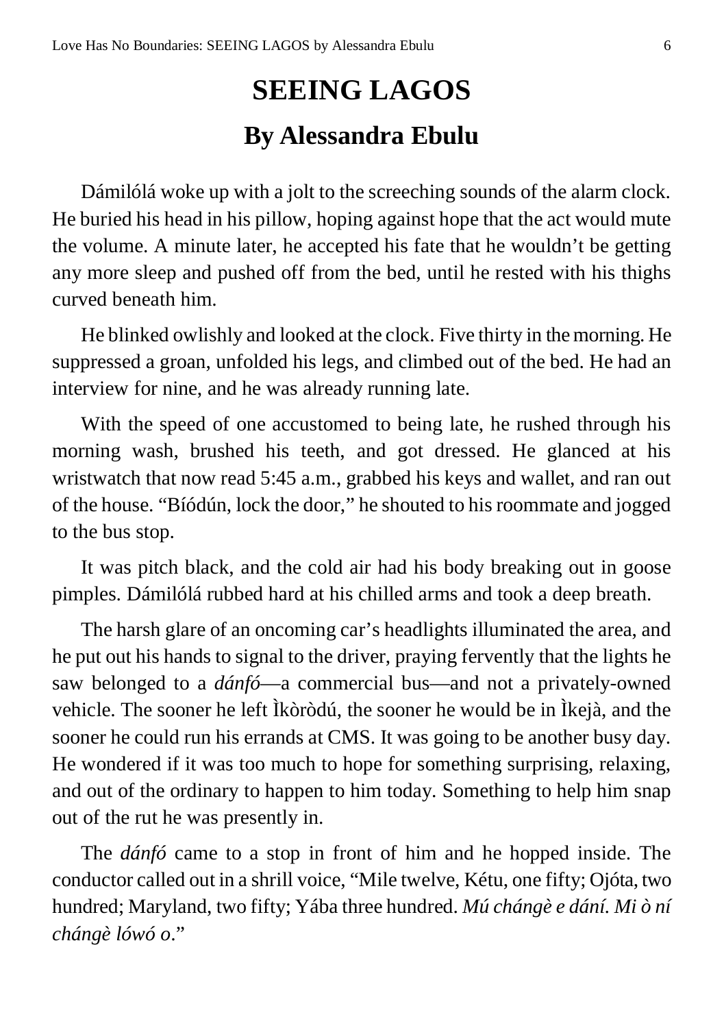# SEEING LAGOS

## By Alessandra Ebulu

Dámilólá woke up with a jolt to the screeching sounds of the alarm clock. He buried his head in his pillow, hoping against hope that the act would mute the volume. A minute later, he accepted his fate that he wouldn't be getting any more sleep and pushed off from the bed, until he rested with his thighs curved beneath him.

He blinked owlishly and looked at the clock. Five thirty in the morning. He suppressed a groan, unfolded his legs, and climbed out of the bed. He had an interview for nine, and he was already running late.

With the speed of one accustomed to being late, he rushed through his morning wash, brushed his teeth, and got dressed. He glanced at his wristwatch that now read 5:45 a.m., grabbed his keys and wallet, and ran out of the house. "Bíódún, lock the door," he shouted to his roommate and jogged to the bus stop.

It was pitch black, and the cold air had his body breaking out in goose pimples. Dámilólá rubbed hard at his chilled arms and took a deep breath.

The harsh glare of an oncoming car's headlights illuminated the area, and he put out his hands to signal to the driver, praying fervently that the lights he saw belonged to a *dánfó*—a commercial bus—and not a privately-owned vehicle. The sooner he left Ìkòròdú, the sooner he would be in Ìkejà, and the sooner he could run his errands at CMS. It was going to be another busy day. He wondered if it was too much to hope for something surprising, relaxing, and out of the ordinary to happen to him today. Something to help him snap out of the rut he was presently in.

The *dánfó* came to a stop in front of him and he hopped inside. The conductor called out in a shrill voice, "Mile twelve, Kétu, one fifty; Ojóta, two hundred; Maryland, two fifty; Yába three hundred. *Mú chángè e dání. Mi ò ní chángè lówó o*."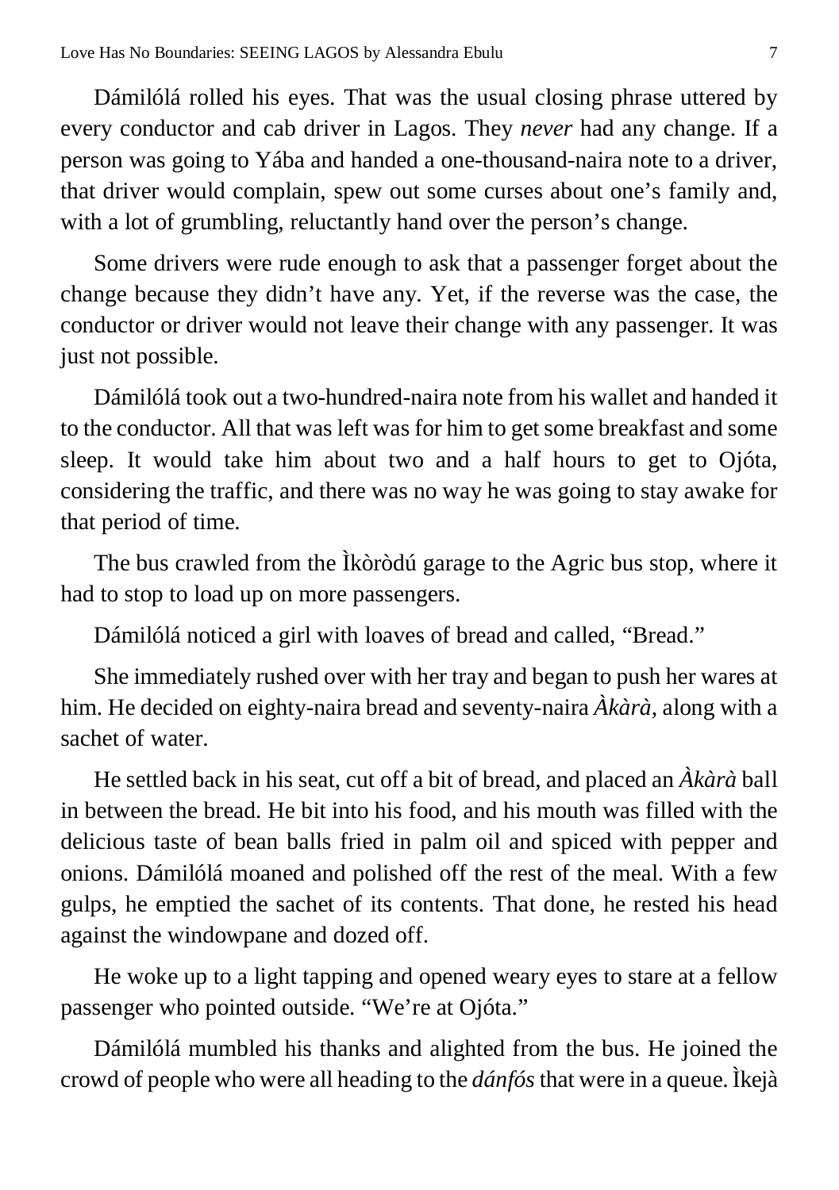Dámilólá rolled his eyes. That was the usual closing phrase uttered by every conductor and cab driver in Lagos. They *never* had any change. If a person was going to Yába and handed a one-thousand-naira note to a driver, that driver would complain, spew out some curses about one's family and, with a lot of grumbling, reluctantly hand over the person's change.

Some drivers were rude enough to ask that a passenger forget about the change because they didn't have any. Yet, if the reverse was the case, the conductor or driver would not leave their change with any passenger. It was just not possible.

Dámilólá took out a two-hundred-naira note from his wallet and handed it to the conductor. All that was left was for him to get some breakfast and some sleep. It would take him about two and a half hours to get to Ojóta, considering the traffic, and there was no way he was going to stay awake for that period of time.

The bus crawled from the Ìkòròdú garage to the Agric bus stop, where it had to stop to load up on more passengers.

Dámilólá noticed a girl with loaves of bread and called, "Bread."

She immediately rushed over with her tray and began to push her wares at him. He decided on eighty-naira bread and seventy-naira *Àkàrà,* along with a sachet of water.

He settled back in his seat, cut off a bit of bread, and placed an *Àkàrà* ball in between the bread. He bit into his food, and his mouth was filled with the delicious taste of bean balls fried in palm oil and spiced with pepper and onions. Dámilólá moaned and polished off the rest of the meal. With a few gulps, he emptied the sachet of its contents. That done, he rested his head against the windowpane and dozed off.

He woke up to a light tapping and opened weary eyes to stare at a fellow passenger who pointed outside. "We're at Ojóta."

Dámilólá mumbled his thanks and alighted from the bus. He joined the crowd of people who were all heading to the *dánfós* that were in a queue. Ìkejà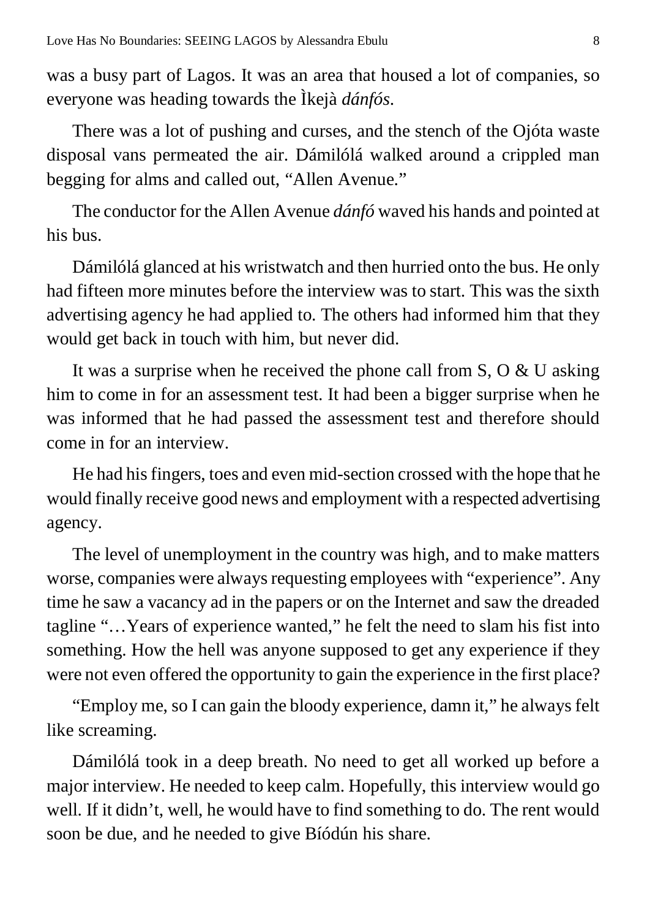was a busy part of Lagos. It was an area that housed a lot of companies, so everyone was heading towards the Ìkejà *dánfós*.

There was a lot of pushing and curses, and the stench of the Ojóta waste disposal vans permeated the air. Dámilólá walked around a crippled man begging for alms and called out, "Allen Avenue."

The conductor for the Allen Avenue *dánfó* waved his hands and pointed at his bus.

Dámilólá glanced at his wristwatch and then hurried onto the bus. He only had fifteen more minutes before the interview was to start. This was the sixth advertising agency he had applied to. The others had informed him that they would get back in touch with him, but never did.

It was a surprise when he received the phone call from S, O & U asking him to come in for an assessment test. It had been a bigger surprise when he was informed that he had passed the assessment test and therefore should come in for an interview.

He had his fingers, toes and even mid-section crossed with the hope that he would finally receive good news and employment with a respected advertising agency.

The level of unemployment in the country was high, and to make matters worse, companies were always requesting employees with "experience". Any time he saw a vacancy ad in the papers or on the Internet and saw the dreaded tagline "…Years of experience wanted," he felt the need to slam his fist into something. How the hell was anyone supposed to get any experience if they were not even offered the opportunity to gain the experience in the first place?

"Employ me, so I can gain the bloody experience, damn it," he always felt like screaming.

Dámilólá took in a deep breath. No need to get all worked up before a major interview. He needed to keep calm. Hopefully, this interview would go well. If it didn't, well, he would have to find something to do. The rent would soon be due, and he needed to give Bíódún his share.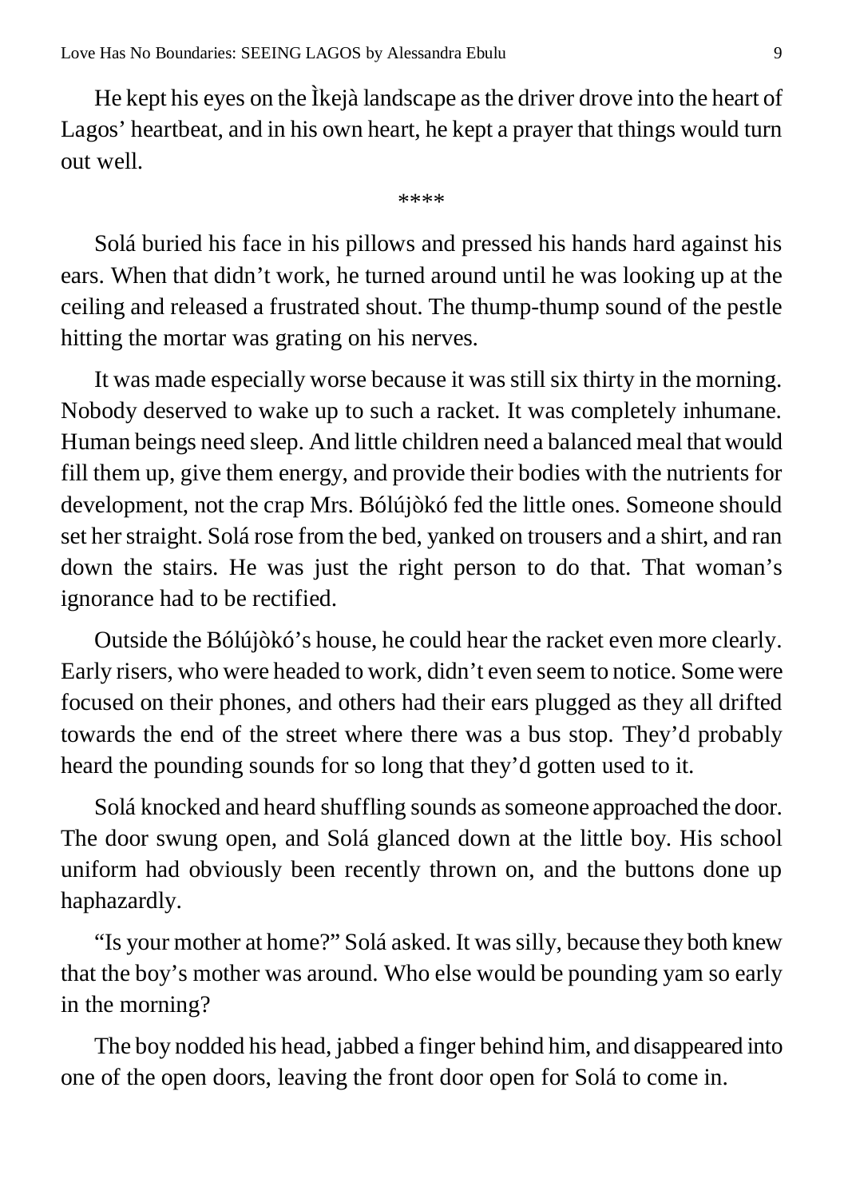He kept his eyes on the Ìkejà landscape as the driver drove into the heart of Lagos' heartbeat, and in his own heart, he kept a prayer that things would turn out well.

****

Solá buried his face in his pillows and pressed his hands hard against his ears. When that didn't work, he turned around until he was looking up at the ceiling and released a frustrated shout. The thump-thump sound of the pestle hitting the mortar was grating on his nerves.

It was made especially worse because it was still six thirty in the morning. Nobody deserved to wake up to such a racket. It was completely inhumane. Human beings need sleep. And little children need a balanced meal that would fill them up, give them energy, and provide their bodies with the nutrients for development, not the crap Mrs. Bólújòkó fed the little ones. Someone should set her straight. Solá rose from the bed, yanked on trousers and a shirt, and ran down the stairs. He was just the right person to do that. That woman's ignorance had to be rectified.

Outside the Bólújòkó's house, he could hear the racket even more clearly. Early risers, who were headed to work, didn't even seem to notice. Some were focused on their phones, and others had their ears plugged as they all drifted towards the end of the street where there was a bus stop. They'd probably heard the pounding sounds for so long that they'd gotten used to it.

Solá knocked and heard shuffling sounds as someone approached the door. The door swung open, and Solá glanced down at the little boy. His school uniform had obviously been recently thrown on, and the buttons done up haphazardly.

"Is your mother at home?" Solá asked. It was silly, because they both knew that the boy's mother was around. Who else would be pounding yam so early in the morning?

The boy nodded his head, jabbed a finger behind him, and disappeared into one of the open doors, leaving the front door open for Solá to come in.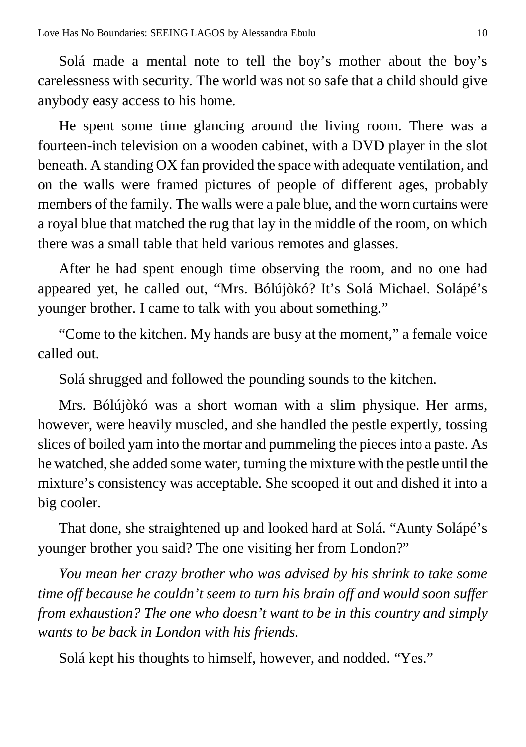Solá made a mental note to tell the boy's mother about the boy's carelessness with security. The world was not so safe that a child should give anybody easy access to his home.

He spent some time glancing around the living room. There was a fourteen-inch television on a wooden cabinet, with a DVD player in the slot beneath. A standing OX fan provided the space with adequate ventilation, and on the walls were framed pictures of people of different ages, probably members of the family. The walls were a pale blue, and the worn curtains were a royal blue that matched the rug that lay in the middle of the room, on which there was a small table that held various remotes and glasses.

After he had spent enough time observing the room, and no one had appeared yet, he called out, "Mrs. Bólújòkó? It's Solá Michael. Solápé's younger brother. I came to talk with you about something."

"Come to the kitchen. My hands are busy at the moment," a female voice called out.

Solá shrugged and followed the pounding sounds to the kitchen.

Mrs. Bólújòkó was a short woman with a slim physique. Her arms, however, were heavily muscled, and she handled the pestle expertly, tossing slices of boiled yam into the mortar and pummeling the pieces into a paste. As he watched, she added some water, turning the mixture with the pestle until the mixture's consistency was acceptable. She scooped it out and dished it into a big cooler.

That done, she straightened up and looked hard at Solá. "Aunty Solápé's younger brother you said? The one visiting her from London?"

*You mean her crazy brother who was advised by his shrink to take some time off because he couldn't seem to turn his brain off and would soon suffer from exhaustion? The one who doesn't want to be in this country and simply wants to be back in London with his friends.*

Solá kept his thoughts to himself, however, and nodded. "Yes."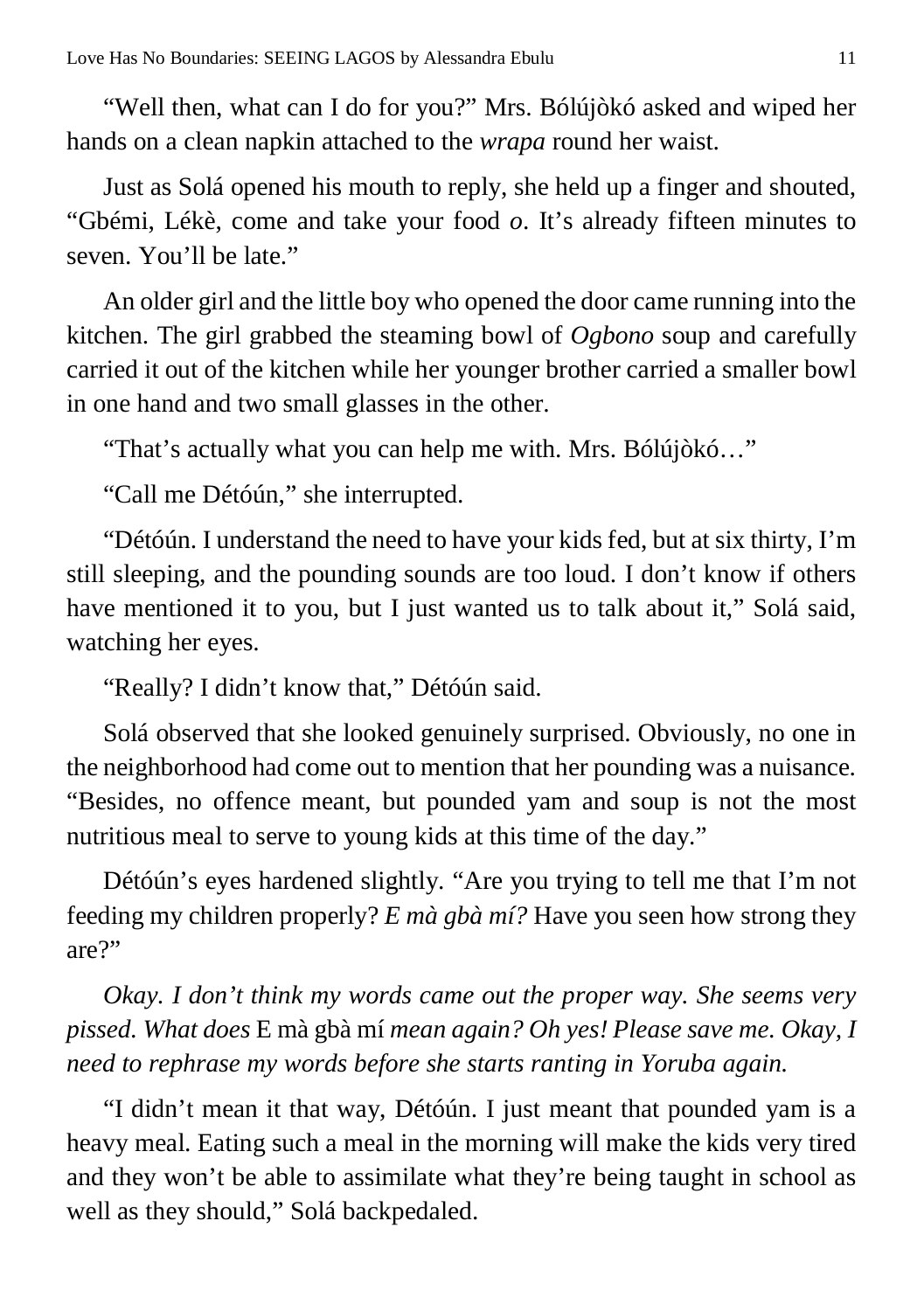"Well then, what can I do for you?" Mrs. Bólújòkó asked and wiped her hands on a clean napkin attached to the *wrapa* round her waist.

Just as Solá opened his mouth to reply, she held up a finger and shouted, "Gbémi, Lékè, come and take your food *o*. It's already fifteen minutes to seven. You'll be late."

An older girl and the little boy who opened the door came running into the kitchen. The girl grabbed the steaming bowl of *Ogbono* soup and carefully carried it out of the kitchen while her younger brother carried a smaller bowl in one hand and two small glasses in the other.

"That's actually what you can help me with. Mrs. Bólújòkó…"

"Call me Détóún," she interrupted.

"Détóún. I understand the need to have your kids fed, but at six thirty, I'm still sleeping, and the pounding sounds are too loud. I don't know if others have mentioned it to you, but I just wanted us to talk about it," Solá said, watching her eyes.

"Really? I didn't know that," Détóún said.

Solá observed that she looked genuinely surprised. Obviously, no one in the neighborhood had come out to mention that her pounding was a nuisance. "Besides, no offence meant, but pounded yam and soup is not the most nutritious meal to serve to young kids at this time of the day."

Détóún's eyes hardened slightly. "Are you trying to tell me that I'm not feeding my children properly? *E mà gbà mí?* Have you seen how strong they are?"

*Okay. I don't think my words came out the proper way. She seems very pissed. What does* E mà gbà mí *mean again? Oh yes! Please save me. Okay, I need to rephrase my words before she starts ranting in Yoruba again.*

"I didn't mean it that way, Détóún. I just meant that pounded yam is a heavy meal. Eating such a meal in the morning will make the kids very tired and they won't be able to assimilate what they're being taught in school as well as they should," Solá backpedaled.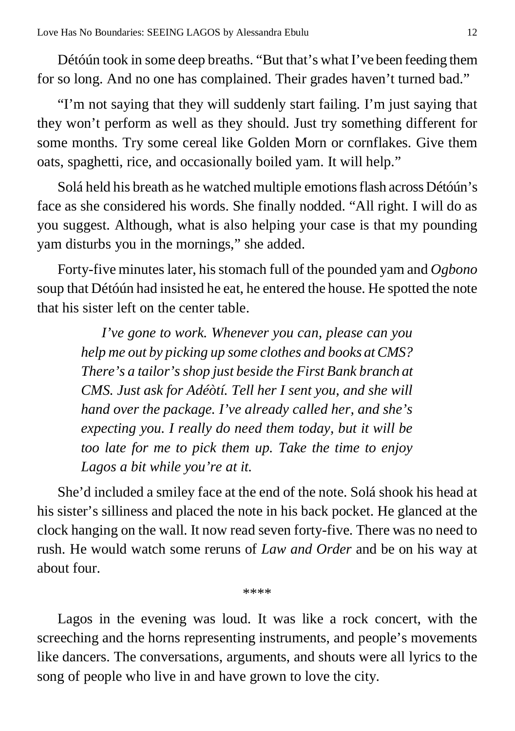Détóún took in some deep breaths. "But that's what I've been feeding them for so long. And no one has complained. Their grades haven't turned bad."

"I'm not saying that they will suddenly start failing. I'm just saying that they won't perform as well as they should. Just try something different for some months. Try some cereal like Golden Morn or cornflakes. Give them oats, spaghetti, rice, and occasionally boiled yam. It will help."

Solá held his breath as he watched multiple emotions flash across Détóún's face as she considered his words. She finally nodded. "All right. I will do as you suggest. Although, what is also helping your case is that my pounding yam disturbs you in the mornings," she added.

Forty-five minutes later, his stomach full of the pounded yam and *Ogbono* soup that Détóún had insisted he eat, he entered the house. He spotted the note that his sister left on the center table.

> *I've gone to work. Whenever you can, please can you help me out by picking up some clothes and books at CMS? There's a tailor's shop just beside the First Bank branch at CMS. Just ask for Adéòtí. Tell her I sent you, and she will hand over the package. I've already called her, and she's expecting you. I really do need them today, but it will be too late for me to pick them up. Take the time to enjoy Lagos a bit while you're at it.*

She'd included a smiley face at the end of the note. Solá shook his head at his sister's silliness and placed the note in his back pocket. He glanced at the clock hanging on the wall. It now read seven forty-five. There was no need to rush. He would watch some reruns of *Law and Order* and be on his way at about four.

****

Lagos in the evening was loud. It was like a rock concert, with the screeching and the horns representing instruments, and people's movements like dancers. The conversations, arguments, and shouts were all lyrics to the song of people who live in and have grown to love the city.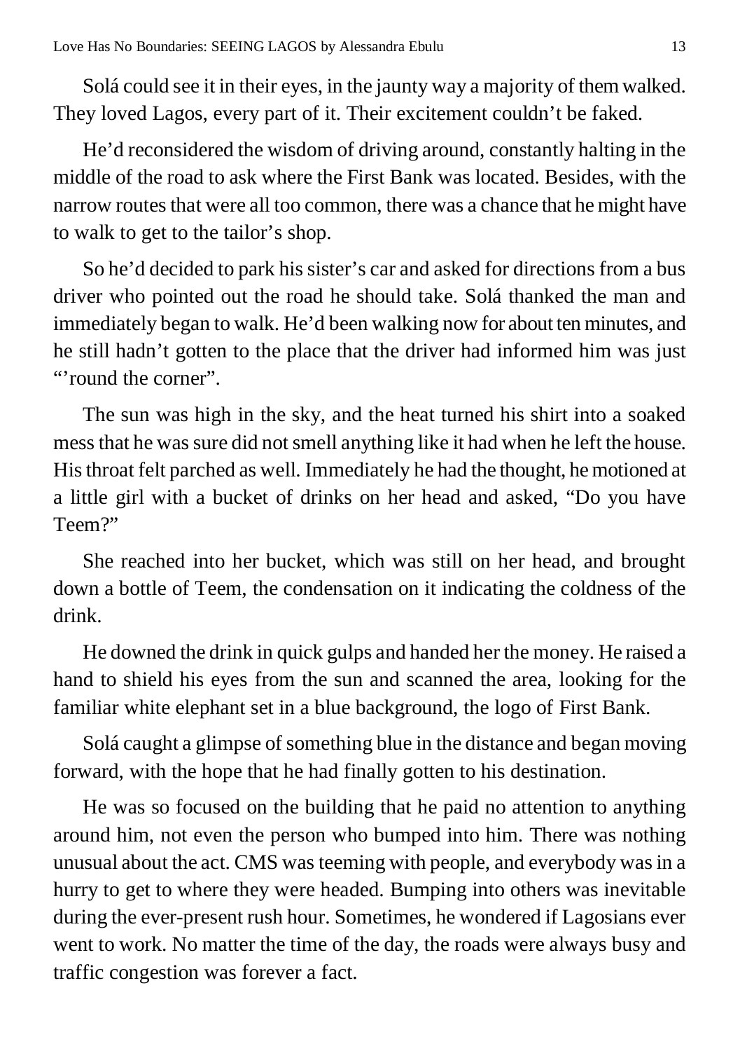Solá could see it in their eyes, in the jaunty way a majority of them walked. They loved Lagos, every part of it. Their excitement couldn't be faked.

He'd reconsidered the wisdom of driving around, constantly halting in the middle of the road to ask where the First Bank was located. Besides, with the narrow routes that were all too common, there was a chance that he might have to walk to get to the tailor's shop.

So he'd decided to park his sister's car and asked for directions from a bus driver who pointed out the road he should take. Solá thanked the man and immediately began to walk. He'd been walking now for about ten minutes, and he still hadn't gotten to the place that the driver had informed him was just "'round the corner".

The sun was high in the sky, and the heat turned his shirt into a soaked mess that he was sure did not smell anything like it had when he left the house. His throat felt parched as well. Immediately he had the thought, he motioned at a little girl with a bucket of drinks on her head and asked, "Do you have Teem?"

She reached into her bucket, which was still on her head, and brought down a bottle of Teem, the condensation on it indicating the coldness of the drink.

He downed the drink in quick gulps and handed her the money. He raised a hand to shield his eyes from the sun and scanned the area, looking for the familiar white elephant set in a blue background, the logo of First Bank.

Solá caught a glimpse of something blue in the distance and began moving forward, with the hope that he had finally gotten to his destination.

He was so focused on the building that he paid no attention to anything around him, not even the person who bumped into him. There was nothing unusual about the act. CMS was teeming with people, and everybody was in a hurry to get to where they were headed. Bumping into others was inevitable during the ever-present rush hour. Sometimes, he wondered if Lagosians ever went to work. No matter the time of the day, the roads were always busy and traffic congestion was forever a fact.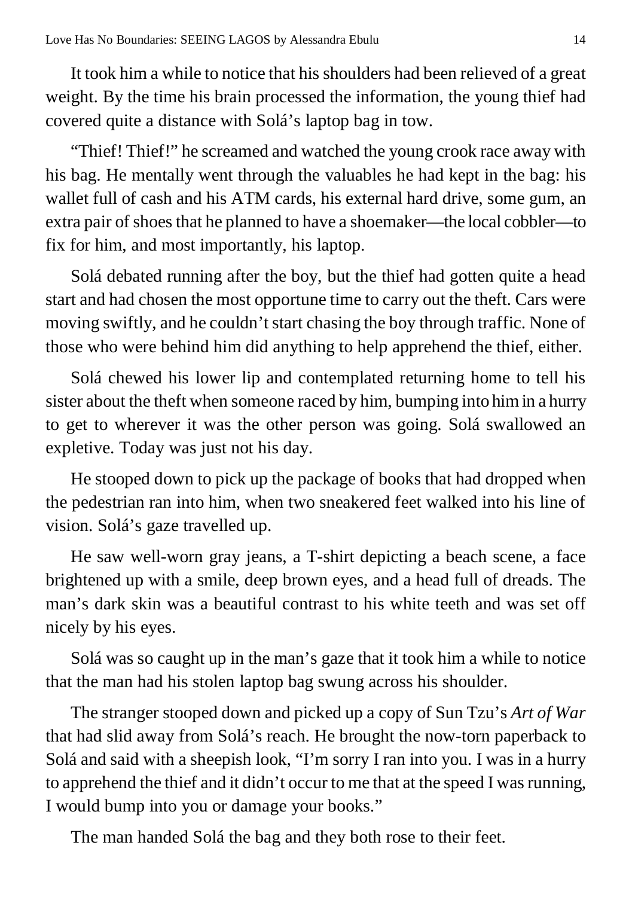It took him a while to notice that his shoulders had been relieved of a great weight. By the time his brain processed the information, the young thief had covered quite a distance with Solá's laptop bag in tow.

"Thief! Thief!" he screamed and watched the young crook race away with his bag. He mentally went through the valuables he had kept in the bag: his wallet full of cash and his ATM cards, his external hard drive, some gum, an extra pair of shoes that he planned to have a shoemaker—the local cobbler—to fix for him, and most importantly, his laptop.

Solá debated running after the boy, but the thief had gotten quite a head start and had chosen the most opportune time to carry out the theft. Cars were moving swiftly, and he couldn't start chasing the boy through traffic. None of those who were behind him did anything to help apprehend the thief, either.

Solá chewed his lower lip and contemplated returning home to tell his sister about the theft when someone raced by him, bumping into him in a hurry to get to wherever it was the other person was going. Solá swallowed an expletive. Today was just not his day.

He stooped down to pick up the package of books that had dropped when the pedestrian ran into him, when two sneakered feet walked into his line of vision. Solá's gaze travelled up.

He saw well-worn gray jeans, a T-shirt depicting a beach scene, a face brightened up with a smile, deep brown eyes, and a head full of dreads. The man's dark skin was a beautiful contrast to his white teeth and was set off nicely by his eyes.

Solá was so caught up in the man's gaze that it took him a while to notice that the man had his stolen laptop bag swung across his shoulder.

The stranger stooped down and picked up a copy of Sun Tzu's *Art of War* that had slid away from Solá's reach. He brought the now-torn paperback to Solá and said with a sheepish look, "I'm sorry I ran into you. I was in a hurry to apprehend the thief and it didn't occur to me that at the speed I was running, I would bump into you or damage your books."

The man handed Solá the bag and they both rose to their feet.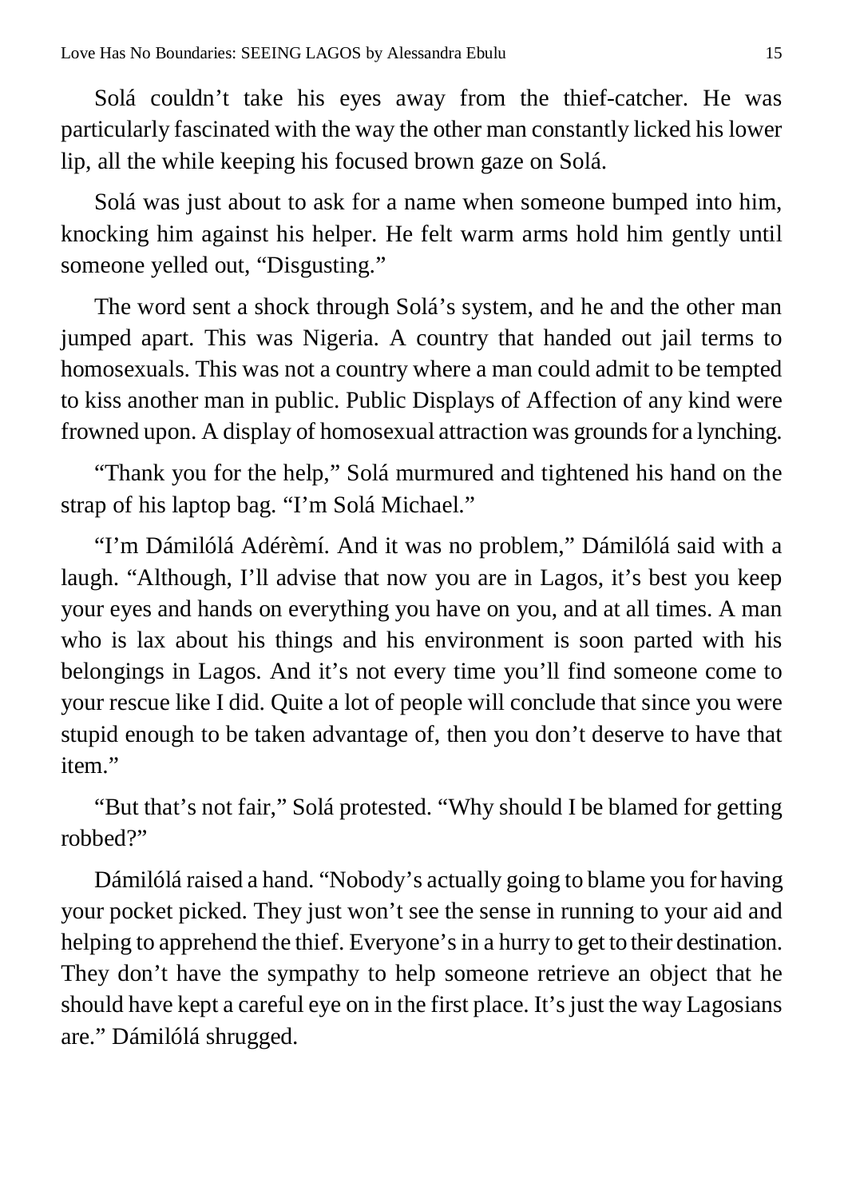Solá couldn't take his eyes away from the thief-catcher. He was particularly fascinated with the way the other man constantly licked his lower lip, all the while keeping his focused brown gaze on Solá.

Solá was just about to ask for a name when someone bumped into him, knocking him against his helper. He felt warm arms hold him gently until someone yelled out, "Disgusting."

The word sent a shock through Solá's system, and he and the other man jumped apart. This was Nigeria. A country that handed out jail terms to homosexuals. This was not a country where a man could admit to be tempted to kiss another man in public. Public Displays of Affection of any kind were frowned upon. A display of homosexual attraction was grounds for a lynching.

"Thank you for the help," Solá murmured and tightened his hand on the strap of his laptop bag. "I'm Solá Michael."

"I'm Dámilólá Adérèmí. And it was no problem," Dámilólá said with a laugh. "Although, I'll advise that now you are in Lagos, it's best you keep your eyes and hands on everything you have on you, and at all times. A man who is lax about his things and his environment is soon parted with his belongings in Lagos. And it's not every time you'll find someone come to your rescue like I did. Quite a lot of people will conclude that since you were stupid enough to be taken advantage of, then you don't deserve to have that item."

"But that's not fair," Solá protested. "Why should I be blamed for getting robbed?"

Dámilólá raised a hand. "Nobody's actually going to blame you for having your pocket picked. They just won't see the sense in running to your aid and helping to apprehend the thief. Everyone's in a hurry to get to their destination. They don't have the sympathy to help someone retrieve an object that he should have kept a careful eye on in the first place. It's just the way Lagosians are." Dámilólá shrugged.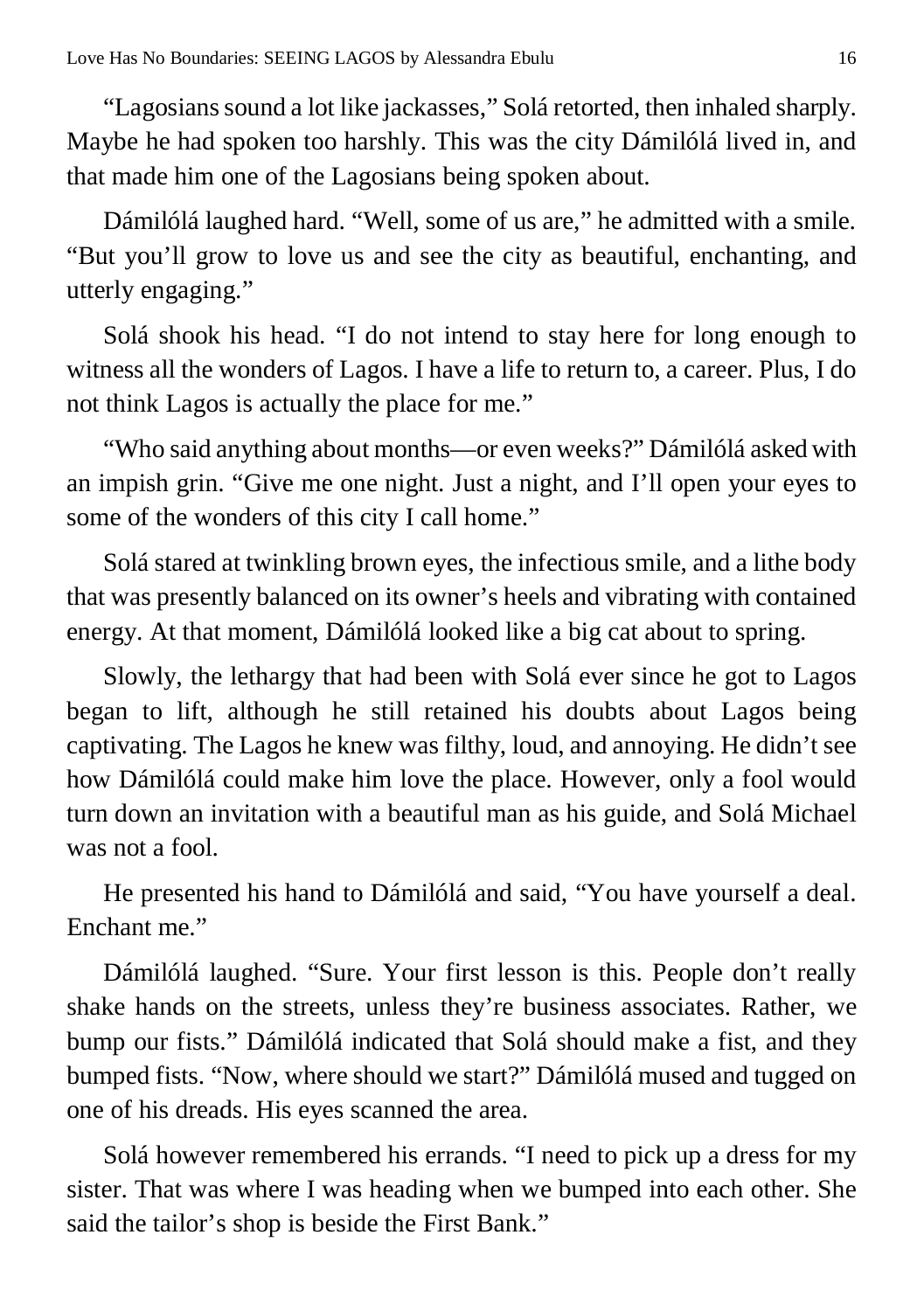"Lagosians sound a lot like jackasses," Solá retorted, then inhaled sharply. Maybe he had spoken too harshly. This was the city Dámilólá lived in, and that made him one of the Lagosians being spoken about.

Dámilólá laughed hard. "Well, some of us are," he admitted with a smile. "But you'll grow to love us and see the city as beautiful, enchanting, and utterly engaging."

Solá shook his head. "I do not intend to stay here for long enough to witness all the wonders of Lagos. I have a life to return to, a career. Plus, I do not think Lagos is actually the place for me."

"Who said anything about months—or even weeks?" Dámilólá asked with an impish grin. "Give me one night. Just a night, and I'll open your eyes to some of the wonders of this city I call home."

Solá stared at twinkling brown eyes, the infectious smile, and a lithe body that was presently balanced on its owner's heels and vibrating with contained energy. At that moment, Dámilólá looked like a big cat about to spring.

Slowly, the lethargy that had been with Solá ever since he got to Lagos began to lift, although he still retained his doubts about Lagos being captivating. The Lagos he knew was filthy, loud, and annoying. He didn't see how Dámilólá could make him love the place. However, only a fool would turn down an invitation with a beautiful man as his guide, and Solá Michael was not a fool.

He presented his hand to Dámilólá and said, "You have yourself a deal. Enchant me."

Dámilólá laughed. "Sure. Your first lesson is this. People don't really shake hands on the streets, unless they're business associates. Rather, we bump our fists." Dámilólá indicated that Solá should make a fist, and they bumped fists. "Now, where should we start?" Dámilólá mused and tugged on one of his dreads. His eyes scanned the area.

Solá however remembered his errands. "I need to pick up a dress for my sister. That was where I was heading when we bumped into each other. She said the tailor's shop is beside the First Bank."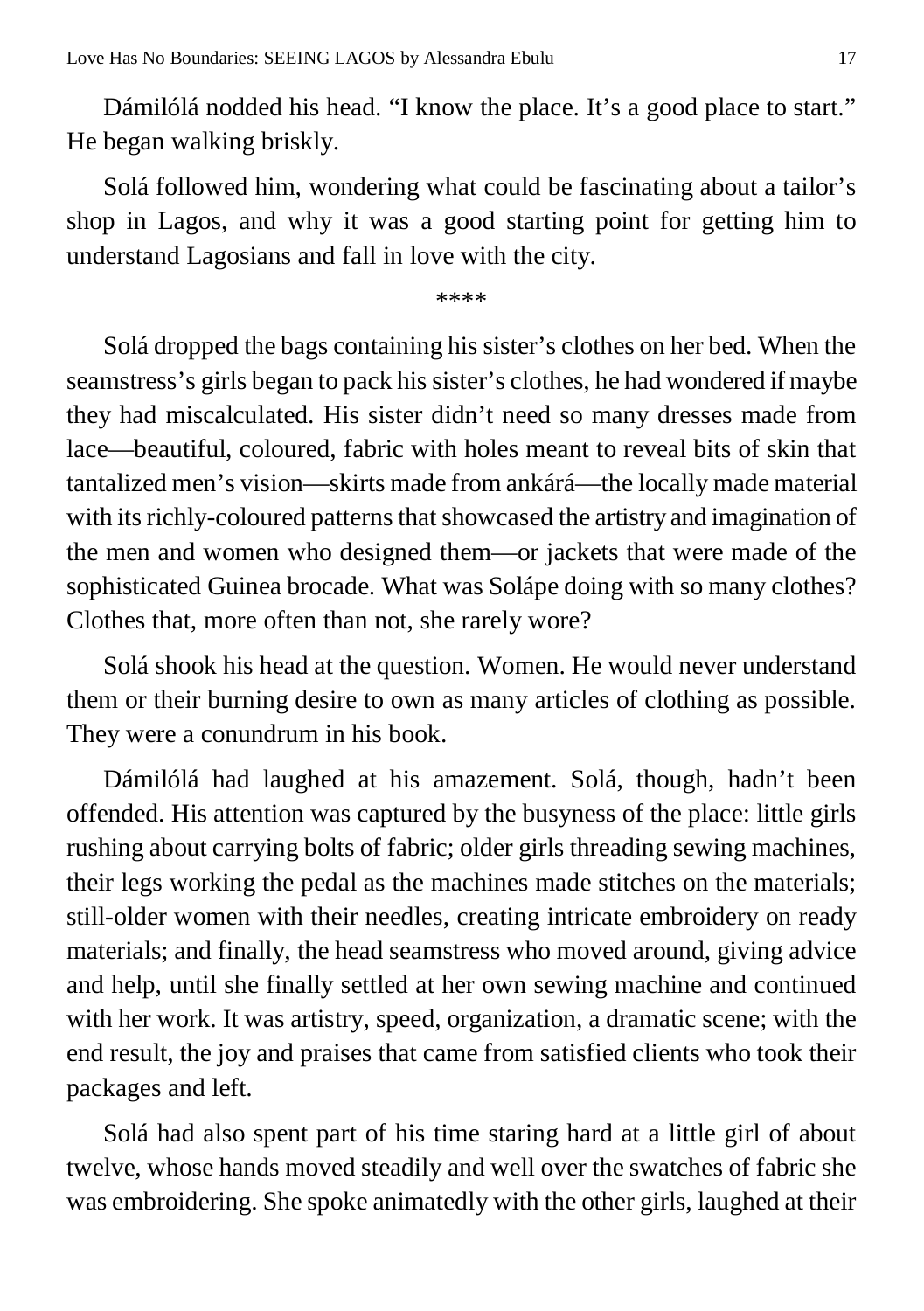Dámilólá nodded his head. "I know the place. It's a good place to start." He began walking briskly.

Solá followed him, wondering what could be fascinating about a tailor's shop in Lagos, and why it was a good starting point for getting him to understand Lagosians and fall in love with the city.

****

Solá dropped the bags containing his sister's clothes on her bed. When the seamstress's girls began to pack his sister's clothes, he had wondered if maybe they had miscalculated. His sister didn't need so many dresses made from lace—beautiful, coloured, fabric with holes meant to reveal bits of skin that tantalized men's vision—skirts made from ankárá—the locally made material with its richly-coloured patterns that showcased the artistry and imagination of the men and women who designed them—or jackets that were made of the sophisticated Guinea brocade. What was Solápe doing with so many clothes? Clothes that, more often than not, she rarely wore?

Solá shook his head at the question. Women. He would never understand them or their burning desire to own as many articles of clothing as possible. They were a conundrum in his book.

Dámilólá had laughed at his amazement. Solá, though, hadn't been offended. His attention was captured by the busyness of the place: little girls rushing about carrying bolts of fabric; older girls threading sewing machines, their legs working the pedal as the machines made stitches on the materials; still-older women with their needles, creating intricate embroidery on ready materials; and finally, the head seamstress who moved around, giving advice and help, until she finally settled at her own sewing machine and continued with her work. It was artistry, speed, organization, a dramatic scene; with the end result, the joy and praises that came from satisfied clients who took their packages and left.

Solá had also spent part of his time staring hard at a little girl of about twelve, whose hands moved steadily and well over the swatches of fabric she was embroidering. She spoke animatedly with the other girls, laughed at their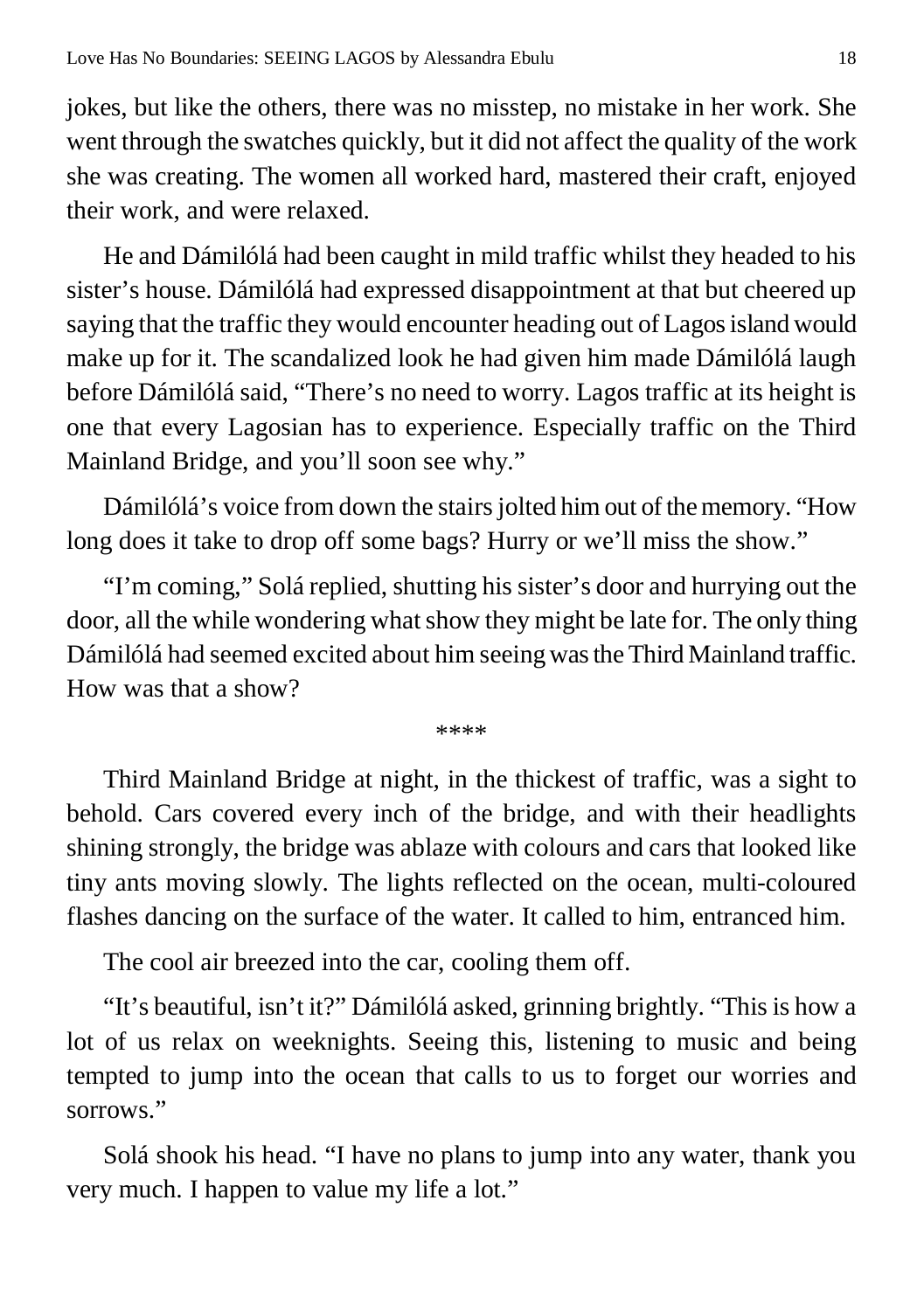jokes, but like the others, there was no misstep, no mistake in her work. She went through the swatches quickly, but it did not affect the quality of the work she was creating. The women all worked hard, mastered their craft, enjoyed their work, and were relaxed.

He and Dámilólá had been caught in mild traffic whilst they headed to his sister's house. Dámilólá had expressed disappointment at that but cheered up saying that the traffic they would encounter heading out of Lagos island would make up for it. The scandalized look he had given him made Dámilólá laugh before Dámilólá said, "There's no need to worry. Lagos traffic at its height is one that every Lagosian has to experience. Especially traffic on the Third Mainland Bridge, and you'll soon see why."

Dámilólá's voice from down the stairs jolted him out of the memory. "How long does it take to drop off some bags? Hurry or we'll miss the show."

"I'm coming," Solá replied, shutting his sister's door and hurrying out the door, all the while wondering what show they might be late for. The only thing Dámilólá had seemed excited about him seeing was the Third Mainland traffic. How was that a show?

****

Third Mainland Bridge at night, in the thickest of traffic, was a sight to behold. Cars covered every inch of the bridge, and with their headlights shining strongly, the bridge was ablaze with colours and cars that looked like tiny ants moving slowly. The lights reflected on the ocean, multi-coloured flashes dancing on the surface of the water. It called to him, entranced him.

The cool air breezed into the car, cooling them off.

"It's beautiful, isn't it?" Dámilólá asked, grinning brightly. "This is how a lot of us relax on weeknights. Seeing this, listening to music and being tempted to jump into the ocean that calls to us to forget our worries and sorrows."

Solá shook his head. "I have no plans to jump into any water, thank you very much. I happen to value my life a lot."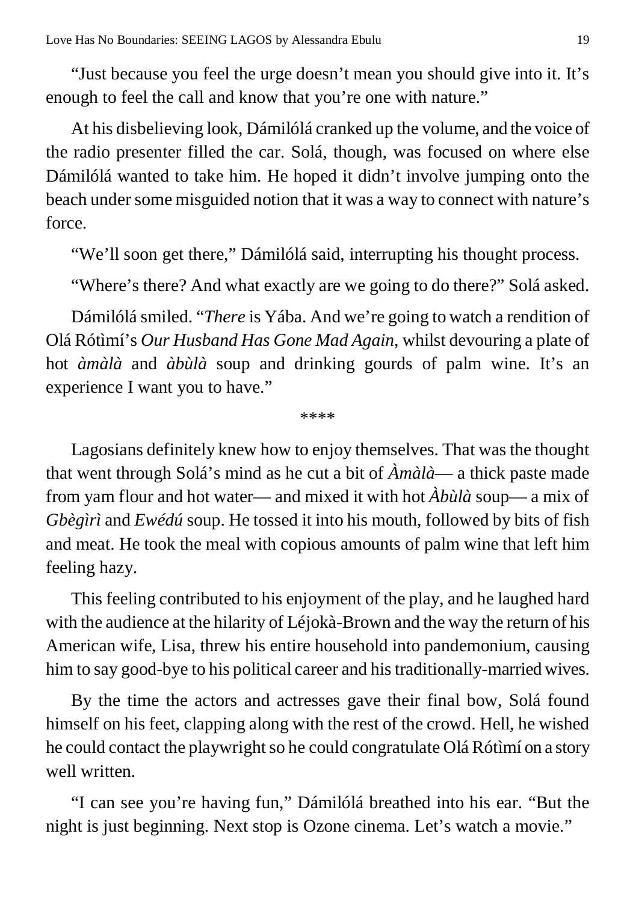"Just because you feel the urge doesn't mean you should give into it. It's enough to feel the call and know that you're one with nature."

At his disbelieving look, Dámilólá cranked up the volume, and the voice of the radio presenter filled the car. Solá, though, was focused on where else Dámilólá wanted to take him. He hoped it didn't involve jumping onto the beach under some misguided notion that it was a way to connect with nature's force.

"We'll soon get there," Dámilólá said, interrupting his thought process.

"Where's there? And what exactly are we going to do there?" Solá asked.

Dámilólá smiled. "*There* is Yába. And we're going to watch a rendition of Olá Rótìmí's *Our Husband Has Gone Mad Again*, whilst devouring a plate of hot *àmàlà* and *àbùlà* soup and drinking gourds of palm wine. It's an experience I want you to have."

****

Lagosians definitely knew how to enjoy themselves. That was the thought that went through Solá's mind as he cut a bit of *Àmàlà*— a thick paste made from yam flour and hot water— and mixed it with hot *Àbùlà* soup— a mix of *Gbègìrì* and *Ewédú* soup. He tossed it into his mouth, followed by bits of fish and meat. He took the meal with copious amounts of palm wine that left him feeling hazy.

This feeling contributed to his enjoyment of the play, and he laughed hard with the audience at the hilarity of Léjokà-Brown and the way the return of his American wife, Lisa, threw his entire household into pandemonium, causing him to say good-bye to his political career and his traditionally-married wives.

By the time the actors and actresses gave their final bow, Solá found himself on his feet, clapping along with the rest of the crowd. Hell, he wished he could contact the playwright so he could congratulate Olá Rótìmí on a story well written.

"I can see you're having fun," Dámilólá breathed into his ear. "But the night is just beginning. Next stop is Ozone cinema. Let's watch a movie."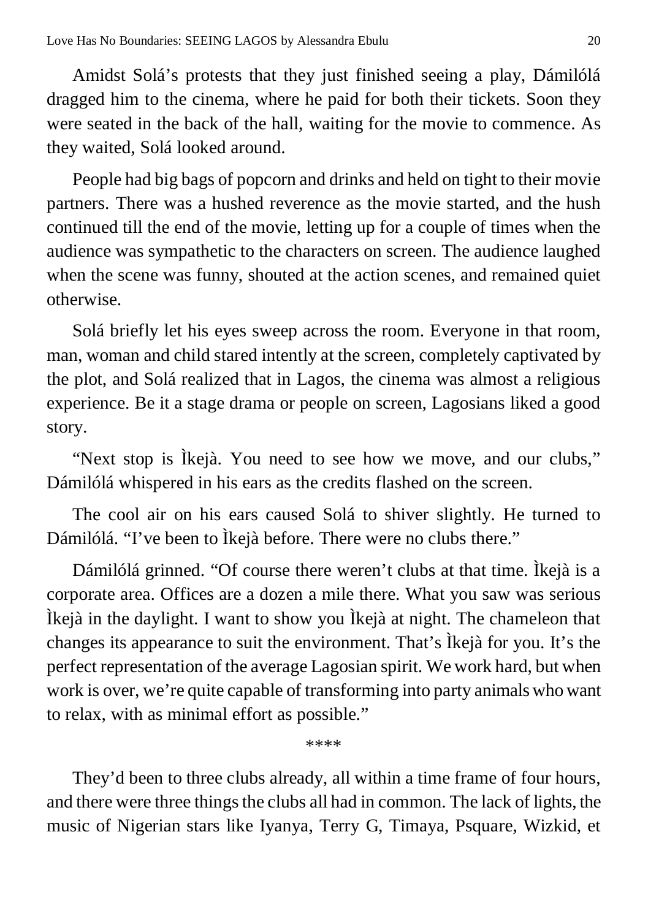Amidst Solá's protests that they just finished seeing a play, Dámilólá dragged him to the cinema, where he paid for both their tickets. Soon they were seated in the back of the hall, waiting for the movie to commence. As they waited, Solá looked around.

People had big bags of popcorn and drinks and held on tight to their movie partners. There was a hushed reverence as the movie started, and the hush continued till the end of the movie, letting up for a couple of times when the audience was sympathetic to the characters on screen. The audience laughed when the scene was funny, shouted at the action scenes, and remained quiet otherwise.

Solá briefly let his eyes sweep across the room. Everyone in that room, man, woman and child stared intently at the screen, completely captivated by the plot, and Solá realized that in Lagos, the cinema was almost a religious experience. Be it a stage drama or people on screen, Lagosians liked a good story.

"Next stop is Ìkejà. You need to see how we move, and our clubs," Dámilólá whispered in his ears as the credits flashed on the screen.

The cool air on his ears caused Solá to shiver slightly. He turned to Dámilólá. "I've been to Ìkejà before. There were no clubs there."

Dámilólá grinned. "Of course there weren't clubs at that time. Ìkejà is a corporate area. Offices are a dozen a mile there. What you saw was serious Ìkejà in the daylight. I want to show you Ìkejà at night. The chameleon that changes its appearance to suit the environment. That's Ìkejà for you. It's the perfect representation of the average Lagosian spirit. We work hard, but when work is over, we're quite capable of transforming into party animals who want to relax, with as minimal effort as possible."

\*\*\*\*

They'd been to three clubs already, all within a time frame of four hours, and there were three things the clubs all had in common. The lack of lights, the music of Nigerian stars like Iyanya, Terry G, Timaya, Psquare, Wizkid, et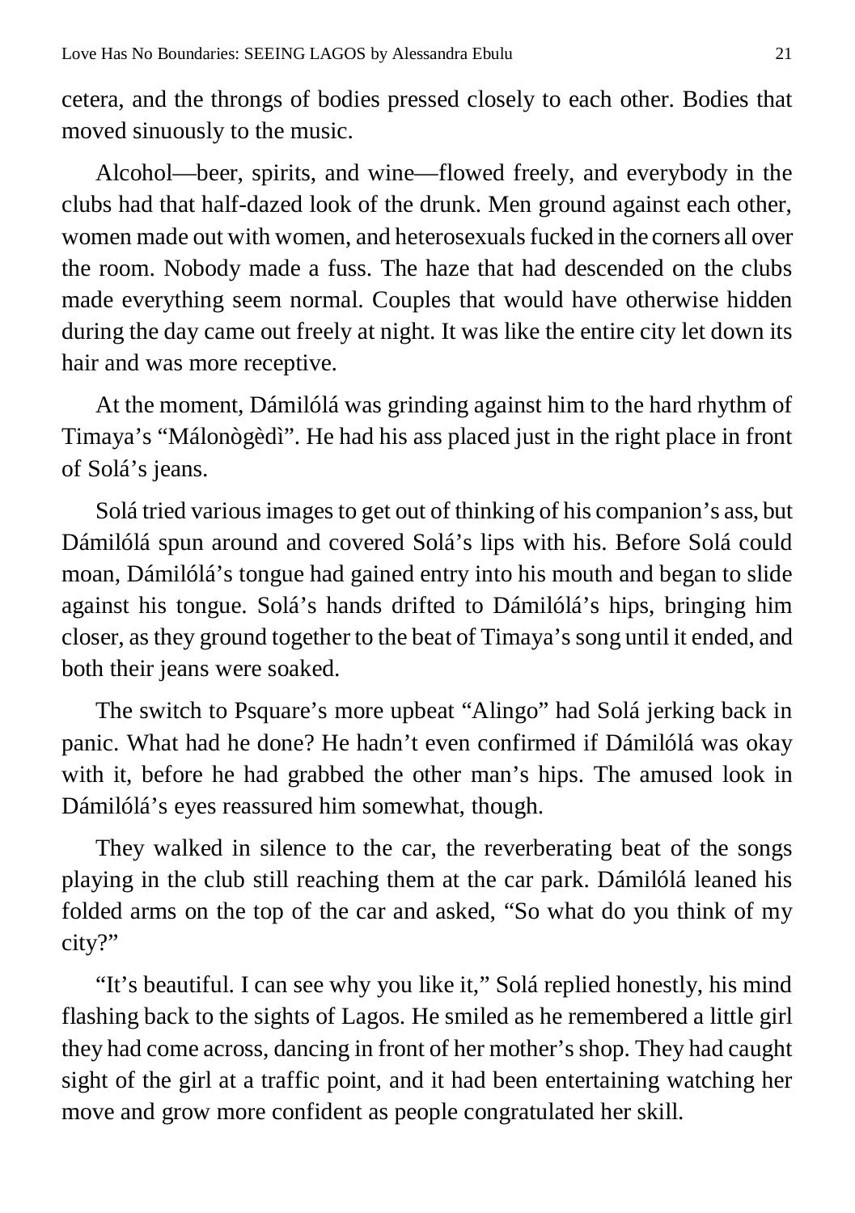cetera, and the throngs of bodies pressed closely to each other. Bodies that moved sinuously to the music.

Alcohol—beer, spirits, and wine—flowed freely, and everybody in the clubs had that half-dazed look of the drunk. Men ground against each other, women made out with women, and heterosexuals fucked in the corners all over the room. Nobody made a fuss. The haze that had descended on the clubs made everything seem normal. Couples that would have otherwise hidden during the day came out freely at night. It was like the entire city let down its hair and was more receptive.

At the moment, Dámilólá was grinding against him to the hard rhythm of Timaya's "Málonògèdì". He had his ass placed just in the right place in front of Solá's jeans.

Solá tried various images to get out of thinking of his companion's ass, but Dámilólá spun around and covered Solá's lips with his. Before Solá could moan, Dámilólá's tongue had gained entry into his mouth and began to slide against his tongue. Solá's hands drifted to Dámilólá's hips, bringing him closer, as they ground together to the beat of Timaya's song until it ended, and both their jeans were soaked.

The switch to Psquare's more upbeat "Alingo" had Solá jerking back in panic. What had he done? He hadn't even confirmed if Dámilólá was okay with it, before he had grabbed the other man's hips. The amused look in Dámilólá's eyes reassured him somewhat, though.

They walked in silence to the car, the reverberating beat of the songs playing in the club still reaching them at the car park. Dámilólá leaned his folded arms on the top of the car and asked, "So what do you think of my city?"

"It's beautiful. I can see why you like it," Solá replied honestly, his mind flashing back to the sights of Lagos. He smiled as he remembered a little girl they had come across, dancing in front of her mother's shop. They had caught sight of the girl at a traffic point, and it had been entertaining watching her move and grow more confident as people congratulated her skill.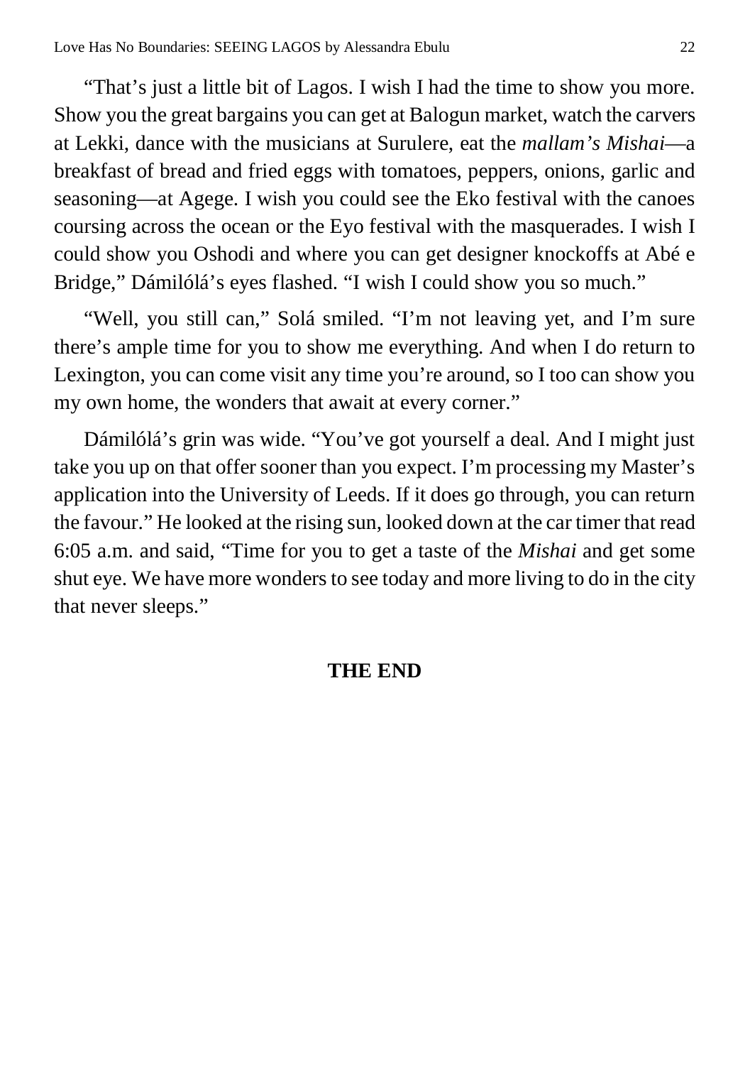"That's just a little bit of Lagos. I wish I had the time to show you more. Show you the great bargains you can get at Balogun market, watch the carvers at Lekki, dance with the musicians at Surulere, eat the *mallam's Mishai*—a breakfast of bread and fried eggs with tomatoes, peppers, onions, garlic and seasoning—at Agege. I wish you could see the Eko festival with the canoes coursing across the ocean or the Eyo festival with the masquerades. I wish I could show you Oshodi and where you can get designer knockoffs at Abé e Bridge," Dámilólá's eyes flashed. "I wish I could show you so much."

"Well, you still can," Solá smiled. "I'm not leaving yet, and I'm sure there's ample time for you to show me everything. And when I do return to Lexington, you can come visit any time you're around, so I too can show you my own home, the wonders that await at every corner."

Dámilólá's grin was wide. "You've got yourself a deal. And I might just take you up on that offer sooner than you expect. I'm processing my Master's application into the University of Leeds. If it does go through, you can return the favour." He looked at the rising sun, looked down at the car timer that read 6:05 a.m. and said, "Time for you to get a taste of the *Mishai* and get some shut eye. We have more wonders to see today and more living to do in the city that never sleeps."

**THE END**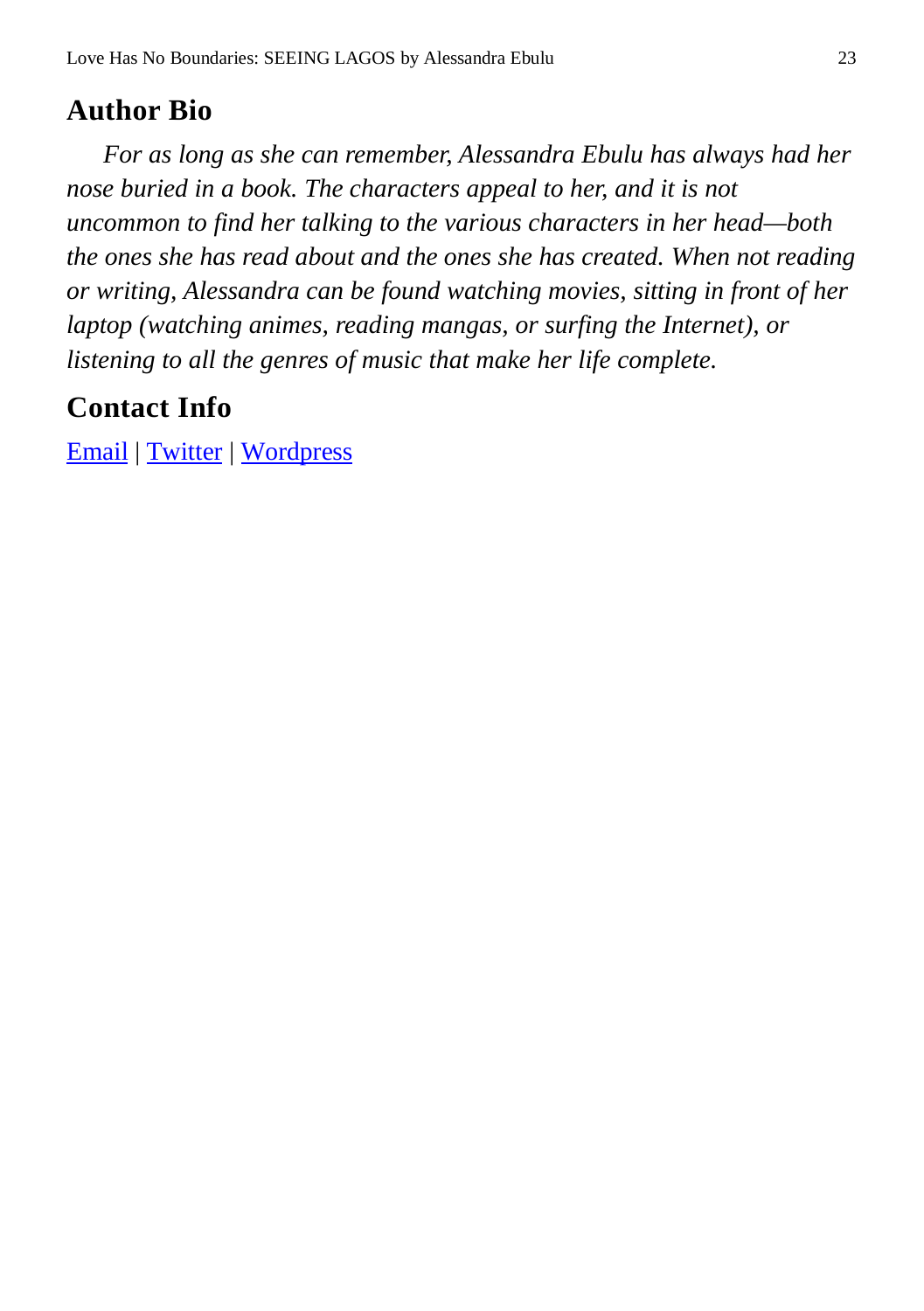## Author Bio

*For as long as she can remember, Alessandra Ebulu has always had her nose buried in a book. The characters appeal to her, and it is not uncommon to find her talking to the various characters in her head—both the ones she has read about and the ones she has created. When not reading or writing, Alessandra can be found watching movies, sitting in front of her laptop (watching animes, reading mangas, or surfing the Internet), or listening to all the genres of music that make her life complete.*

## Contact Info

Email | Twitter | Wordpress